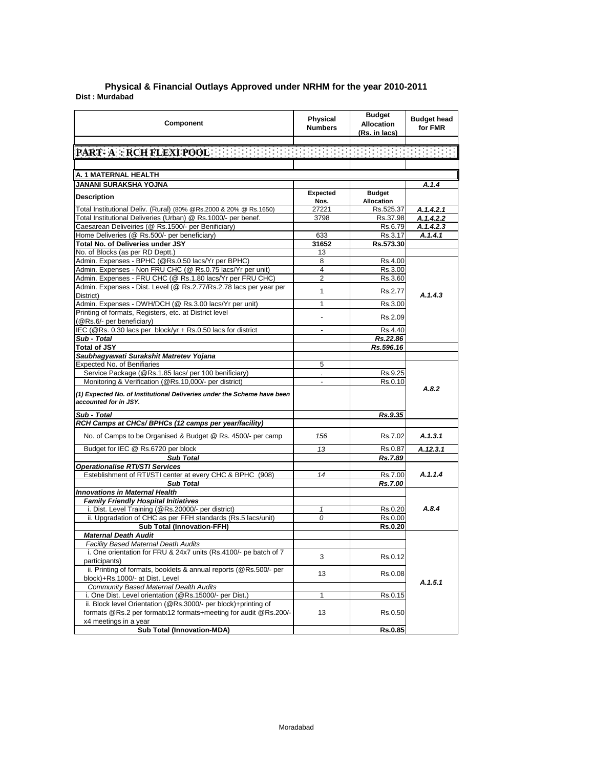# Physical & Financial Outlays Approved under NRHM for the year 2010-2011

**Dist : Murdabad**

| Component | Physical Numbers | Budget Allocation (Rs. in lacs) | Budget head for FMR |
|---|---|---|---|
| **PART- A : RCH FLEXI POOL** | | | |
| **A. 1 MATERNAL HEALTH** | | | |
| **JANANI SURAKSHA YOJNA** | | | *A.1.4* |
| **Description** | **Expected Nos.** | **Budget Allocation** | |
| Total Institutional Deliv. (Rural) (80% @Rs.2000 & 20% @ Rs.1650) | 27221 | Rs.525.37 | *A.1.4.2.1* |
| Total Institutional Deliveries (Urban) @ Rs.1000/- per benef. | 3798 | Rs.37.98 | *A.1.4.2.2* |
| Caesarean Deliveiries (@ Rs.1500/- per Benificiary) | | Rs.6.79 | *A.1.4.2.3* |
| Home Deliveries (@ Rs.500/- per beneficiary) | 633 | Rs.3.17 | *A.1.4.1* |
| **Total No. of Deliveries under JSY** | **31652** | **Rs.573.30** | |
| No. of Blocks (as per RD Deptt.) | 13 | | |
| Admin. Expenses - BPHC (@Rs.0.50 lacs/Yr per BPHC) | 8 | Rs.4.00 | *A.1.4.3* |
| Admin. Expenses - Non FRU CHC (@ Rs.0.75 lacs/Yr per unit) | 4 | Rs.3.00 | |
| Admin. Expenses - FRU CHC (@ Rs.1.80 lacs/Yr per FRU CHC) | 2 | Rs.3.60 | |
| Admin. Expenses - Dist. Level (@ Rs.2.77/Rs.2.78 lacs per year per District) | 1 | Rs.2.77 | |
| Admin. Expenses - DWH/DCH (@ Rs.3.00 lacs/Yr per unit) | 1 | Rs.3.00 | |
| Printing of formats, Registers, etc. at District level (@Rs.6/- per beneficiary) | - | Rs.2.09 | |
| IEC (@Rs. 0.30 lacs per block/yr + Rs.0.50 lacs for district | - | Rs.4.40 | |
| ***Sub - Total*** | | ***Rs.22.86*** | |
| **Total of JSY** | | ***Rs.596.16*** | |
| ***Saubhagyawati Surakshit Matretev Yojana*** | | | |
| Expected No. of Benifiaries | 5 | | *A.8.2* |
| Service Package (@Rs.1.85 lacs/ per 100 benificiary) | . | Rs.9.25 | |
| Monitoring & Verification (@Rs.10,000/- per district) | - | Rs.0.10 | |
| ***(1) Expected No. of Institutional Deliveries under the Scheme have been accounted for in JSY.*** | | | |
| ***Sub - Total*** | | ***Rs.9.35*** | |
| ***RCH Camps at CHCs/ BPHCs (12 camps per year/facility)*** | | | |
| No. of Camps to be Organised & Budget @ Rs. 4500/- per camp | *156* | Rs.7.02 | *A.1.3.1* |
| Budget for IEC @ Rs.6720 per block | *13* | Rs.0.87 | *A.12.3.1* |
| ***Sub Total*** | | ***Rs.7.89*** | |
| ***Operationalise RTI/STI Services*** | | | |
| Esteblishment of RTI/STI center at every CHC & BPHC (908) | *14* | Rs.7.00 | *A.1.1.4* |
| ***Sub Total*** | | ***Rs.7.00*** | |
| ***Innovations in Maternal Health*** | | | |
| ***Family Friendly Hospital Initiatives*** | | | *A.8.4* |
| i. Dist. Level Training (@Rs.20000/- per district) | *1* | Rs.0.20 | |
| ii. Upgradation of CHC as per FFH standards (Rs.5 lacs/unit) | *0* | Rs.0.00 | |
| **Sub Total (Innovation-FFH)** | | **Rs.0.20** | |
| ***Maternal Death Audit*** | | | *A.1.5.1* |
| *Facility Based Maternal Death Audits* | | | |
| i. One orientation for FRU & 24x7 units (Rs.4100/- pe batch of 7 participants) | 3 | Rs.0.12 | |
| ii. Printing of formats, booklets & annual reports (@Rs.500/- per block)+Rs.1000/- at Dist. Level | 13 | Rs.0.08 | |
| *Community Based Maternal Dealth Audits* | | | |
| i. One Dist. Level orientation (@Rs.15000/- per Dist.) | 1 | Rs.0.15 | |
| ii. Block level Orientation (@Rs.3000/- per block)+printing of formats @Rs.2 per formatx12 formats+meeting for audit @Rs.200/-x4 meetings in a year | 13 | Rs.0.50 | |
| **Sub Total (Innovation-MDA)** | | **Rs.0.85** | |

Moradabad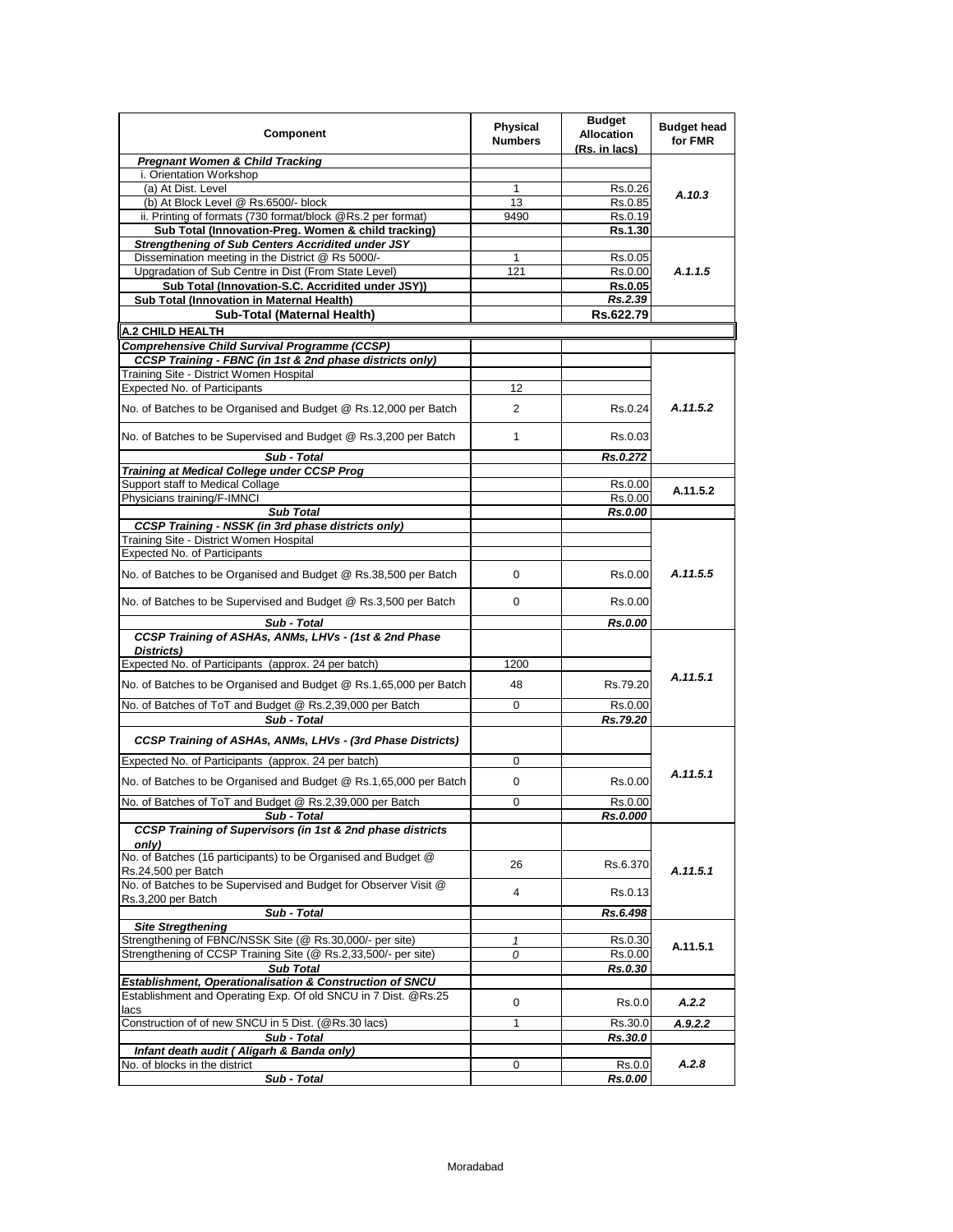| Component | Physical Numbers | Budget Allocation (Rs. in lacs) | Budget head for FMR |
|---|---|---|---|
| ***Pregnant Women & Child Tracking*** | | | |
| i. Orientation Workshop | | | |
| (a) At Dist. Level | 1 | Rs.0.26 | *A.10.3* |
| (b) At Block Level @ Rs.6500/- block | 13 | Rs.0.85 | |
| ii. Printing of formats (730 format/block @Rs.2 per format) | 9490 | Rs.0.19 | |
| **Sub Total (Innovation-Preg. Women & child tracking)** | | **Rs.1.30** | |
| ***Strengthening of Sub Centers Accridited under JSY*** | | | |
| Dissemination meeting in the District @ Rs 5000/- | 1 | Rs.0.05 | *A.1.1.5* |
| Upgradation of Sub Centre in Dist (From State Level) | 121 | Rs.0.00 | |
| **Sub Total (Innovation-S.C. Accridited under JSY))** | | **Rs.0.05** | |
| **Sub Total (Innovation in Maternal Health)** | | ***Rs.2.39*** | |
| **Sub-Total (Maternal Health)** | | **Rs.622.79** | |
| **A.2 CHILD HEALTH** | | | |
| ***Comprehensive Child Survival Programme (CCSP)*** | | | |
| ***CCSP Training - FBNC (in 1st & 2nd phase districts only)*** | | | |
| Training Site - District Women Hospital | | | |
| Expected No. of Participants | 12 | | |
| No. of Batches to be Organised and Budget @ Rs.12,000 per Batch | 2 | Rs.0.24 | *A.11.5.2* |
| No. of Batches to be Supervised and Budget @ Rs.3,200 per Batch | 1 | Rs.0.03 | |
| ***Sub - Total*** | | ***Rs.0.272*** | |
| ***Training at Medical College under CCSP Prog*** | | | |
| Support staff to Medical Collage | | Rs.0.00 | A.11.5.2 |
| Physicians training/F-IMNCI | | Rs.0.00 | |
| ***Sub Total*** | | ***Rs.0.00*** | |
| ***CCSP Training - NSSK (in 3rd phase districts only)*** | | | |
| Training Site - District Women Hospital | | | |
| Expected No. of Participants | | | |
| No. of Batches to be Organised and Budget @ Rs.38,500 per Batch | 0 | Rs.0.00 | *A.11.5.5* |
| No. of Batches to be Supervised and Budget @ Rs.3,500 per Batch | 0 | Rs.0.00 | |
| ***Sub - Total*** | | ***Rs.0.00*** | |
| ***CCSP Training of ASHAs, ANMs, LHVs - (1st & 2nd Phase Districts)*** | | | |
| Expected No. of Participants (approx. 24 per batch) | 1200 | | |
| No. of Batches to be Organised and Budget @ Rs.1,65,000 per Batch | 48 | Rs.79.20 | *A.11.5.1* |
| No. of Batches of ToT and Budget @ Rs.2,39,000 per Batch | 0 | Rs.0.00 | |
| ***Sub - Total*** | | ***Rs.79.20*** | |
| ***CCSP Training of ASHAs, ANMs, LHVs - (3rd Phase Districts)*** | | | |
| Expected No. of Participants (approx. 24 per batch) | 0 | | |
| No. of Batches to be Organised and Budget @ Rs.1,65,000 per Batch | 0 | Rs.0.00 | *A.11.5.1* |
| No. of Batches of ToT and Budget @ Rs.2,39,000 per Batch | 0 | Rs.0.00 | |
| ***Sub - Total*** | | ***Rs.0.000*** | |
| ***CCSP Training of Supervisors (in 1st & 2nd phase districts only)*** | | | |
| No. of Batches (16 participants) to be Organised and Budget @ Rs.24,500 per Batch | 26 | Rs.6.370 | *A.11.5.1* |
| No. of Batches to be Supervised and Budget for Observer Visit @ Rs.3,200 per Batch | 4 | Rs.0.13 | |
| ***Sub - Total*** | | ***Rs.6.498*** | |
| ***Site Stregthening*** | | | |
| Strengthening of FBNC/NSSK Site (@ Rs.30,000/- per site) | *1* | Rs.0.30 | A.11.5.1 |
| Strengthening of CCSP Training Site (@ Rs.2,33,500/- per site) | *0* | Rs.0.00 | |
| ***Sub Total*** | | ***Rs.0.30*** | |
| ***Establishment, Operationalisation & Construction of SNCU*** | | | |
| Establishment and Operating Exp. Of old SNCU in 7 Dist. @Rs.25 lacs | 0 | Rs.0.0 | *A.2.2* |
| Construction of of new SNCU in 5 Dist. (@Rs.30 lacs) | 1 | Rs.30.0 | *A.9.2.2* |
| ***Sub - Total*** | | ***Rs.30.0*** | |
| ***Infant death audit ( Aligarh & Banda only)*** | | | |
| No. of blocks in the district | 0 | Rs.0.0 | *A.2.8* |
| ***Sub - Total*** | | ***Rs.0.00*** | |

Moradabad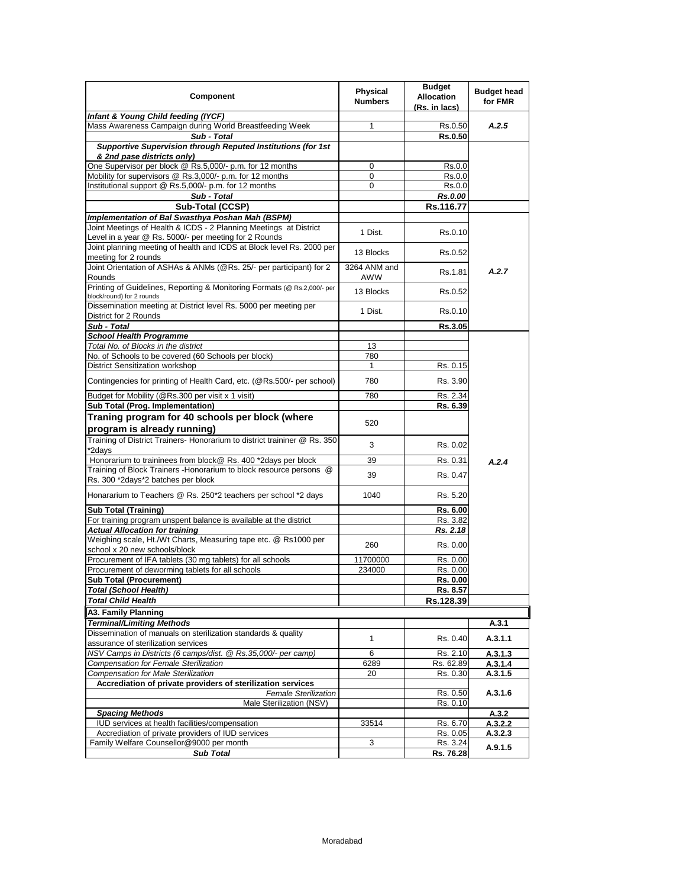| Component | Physical Numbers | Budget Allocation (Rs. in lacs) | Budget head for FMR |
|---|---|---|---|
| ***Infant & Young Child feeding (IYCF)*** | | | |
| Mass Awareness Campaign during World Breastfeeding Week | 1 | Rs.0.50 | *A.2.5* |
| ***Sub - Total*** | | **Rs.0.50** | |
| ***Supportive Supervision through Reputed Institutions (for 1st & 2nd pase districts only)*** | | | |
| One Supervisor per block @ Rs.5,000/- p.m. for 12 months | 0 | Rs.0.0 | |
| Mobility for supervisors @ Rs.3,000/- p.m. for 12 months | 0 | Rs.0.0 | |
| Institutional support @ Rs.5,000/- p.m. for 12 months | 0 | Rs.0.0 | |
| ***Sub - Total*** | | ***Rs.0.00*** | |
| **Sub-Total (CCSP)** | | **Rs.116.77** | |
| ***Implementation of Bal Swasthya Poshan Mah (BSPM)*** | | | |
| Joint Meetings of Health & ICDS - 2 Planning Meetings at District Level in a year @ Rs. 5000/- per meeting for 2 Rounds | 1 Dist. | Rs.0.10 | |
| Joint planning meeting of health and ICDS at Block level Rs. 2000 per meeting for 2 rounds | 13 Blocks | Rs.0.52 | |
| Joint Orientation of ASHAs & ANMs (@Rs. 25/- per participant) for 2 Rounds | 3264 ANM and AWW | Rs.1.81 | *A.2.7* |
| Printing of Guidelines, Reporting & Monitoring Formats (@ Rs.2,000/- per block/round) for 2 rounds | 13 Blocks | Rs.0.52 | |
| Dissemination meeting at District level Rs. 5000 per meeting per District for 2 Rounds | 1 Dist. | Rs.0.10 | |
| ***Sub - Total*** | | **Rs.3.05** | |
| ***School Health Programme*** | | | |
| *Total No. of Blocks in the district* | 13 | | |
| No. of Schools to be covered (60 Schools per block) | 780 | | |
| District Sensitization workshop | 1 | Rs. 0.15 | |
| Contingencies for printing of Health Card, etc. (@Rs.500/- per school) | 780 | Rs. 3.90 | |
| Budget for Mobility (@Rs.300 per visit x 1 visit) | 780 | Rs. 2.34 | |
| **Sub Total (Prog. Implementation)** | | **Rs. 6.39** | |
| **Traning program for 40 schools per block (where program is already running)** | 520 | | |
| Training of District Trainers- Honorarium to district traininer @ Rs. 350 *2days | 3 | Rs. 0.02 | |
| Honorarium to traininees from block@ Rs. 400 *2days per block | 39 | Rs. 0.31 | *A.2.4* |
| Training of Block Trainers -Honorarium to block resource persons @ Rs. 300 *2days*2 batches per block | 39 | Rs. 0.47 | |
| Honararium to Teachers @ Rs. 250*2 teachers per school *2 days | 1040 | Rs. 5.20 | |
| **Sub Total (Training)** | | **Rs. 6.00** | |
| For training program unspent balance is available at the district | | Rs. 3.82 | |
| ***Actual Allocation for training*** | | ***Rs. 2.18*** | |
| Weighing scale, Ht./Wt Charts, Measuring tape etc. @ Rs1000 per school x 20 new schools/block | 260 | Rs. 0.00 | |
| Procurement of IFA tablets (30 mg tablets) for all schools | 11700000 | Rs. 0.00 | |
| Procurement of deworming tablets for all schools | 234000 | Rs. 0.00 | |
| **Sub Total (Procurement)** | | **Rs. 0.00** | |
| ***Total (School Health)*** | | **Rs. 8.57** | |
| ***Total Child Health*** | | **Rs.128.39** | |
| **A3. Family Planning** | | | |
| ***Terminal/Limiting Methods*** | | | **A.3.1** |
| Dissemination of manuals on sterilization standards & quality assurance of sterilization services | 1 | Rs. 0.40 | **A.3.1.1** |
| *NSV Camps in Districts (6 camps/dist. @ Rs.35,000/- per camp)* | 6 | Rs. 2.10 | **A.3.1.3** |
| *Compensation for Female Sterilization* | 6289 | Rs. 62.89 | **A.3.1.4** |
| *Compensation for Male Sterilization* | 20 | Rs. 0.30 | **A.3.1.5** |
| **Accrediation of private providers of sterilization services** | | | |
| *Female Sterilization* | | Rs. 0.50 | **A.3.1.6** |
| Male Sterilization (NSV) | | Rs. 0.10 | |
| ***Spacing Methods*** | | | **A.3.2** |
| IUD services at health facilities/compensation | 33514 | Rs. 6.70 | **A.3.2.2** |
| Accrediation of private providers of IUD services | | Rs. 0.05 | **A.3.2.3** |
| Family Welfare Counsellor@9000 per month | 3 | Rs. 3.24 | **A.9.1.5** |
| ***Sub Total*** | | **Rs. 76.28** | |

Moradabad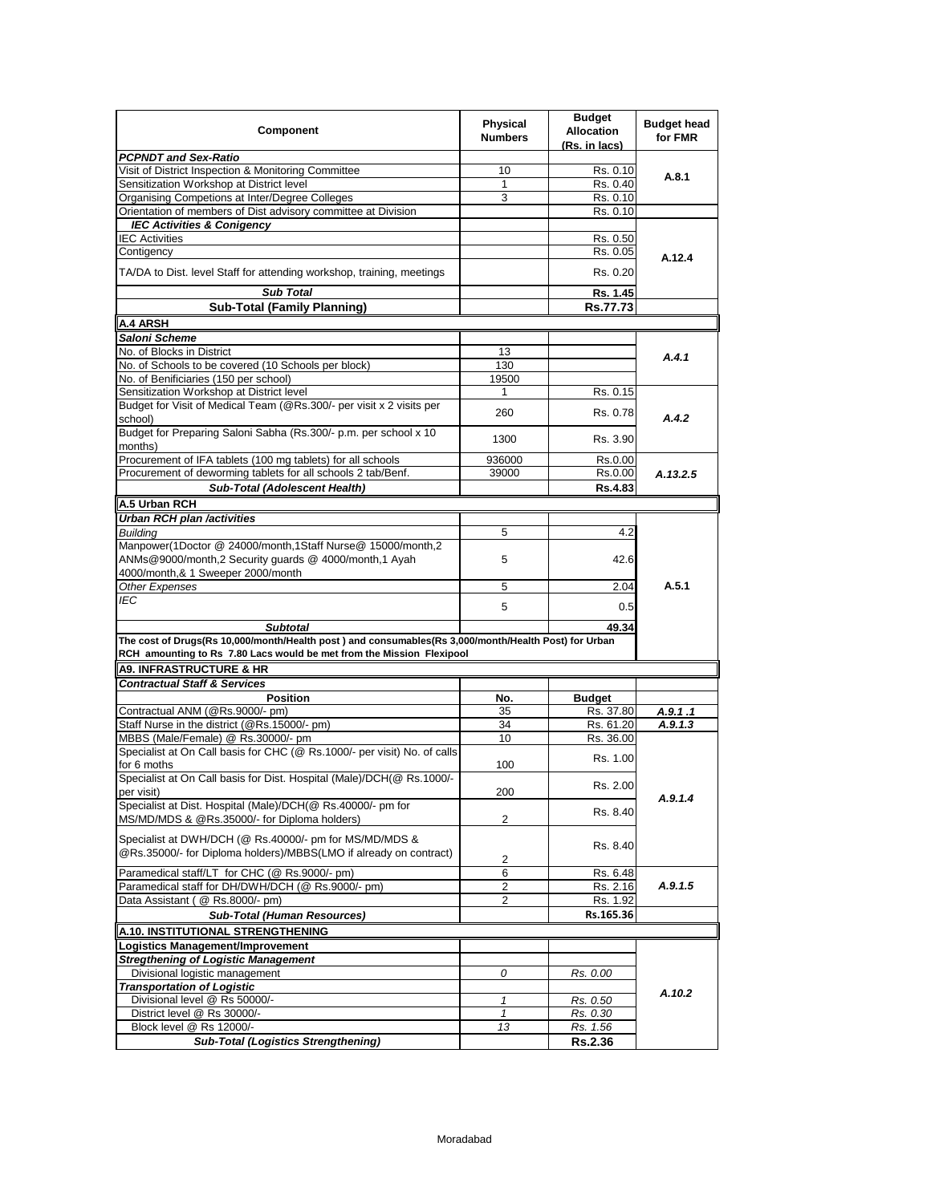| Component | Physical Numbers | Budget Allocation (Rs. in lacs) | Budget head for FMR |
|---|---|---|---|
| ***PCPNDT and Sex-Ratio*** | | | |
| Visit of District Inspection & Monitoring Committee | 10 | Rs. 0.10 | A.8.1 |
| Sensitization Workshop at District level | 1 | Rs. 0.40 | |
| Organising Competions at Inter/Degree Colleges | 3 | Rs. 0.10 | |
| Orientation of members of Dist advisory committee at Division | | Rs. 0.10 | |
| ***IEC Activities & Conigency*** | | | |
| IEC Activities | | Rs. 0.50 | A.12.4 |
| Contigency | | Rs. 0.05 | |
| TA/DA to Dist. level Staff for attending workshop, training, meetings | | Rs. 0.20 | |
| ***Sub Total*** | | **Rs. 1.45** | |
| **Sub-Total (Family Planning)** | | **Rs.77.73** | |
| **A.4 ARSH** | | | |
| ***Saloni Scheme*** | | | |
| No. of Blocks in District | 13 | | *A.4.1* |
| No. of Schools to be covered (10 Schools per block) | 130 | | |
| No. of Benificiaries (150 per school) | 19500 | | |
| Sensitization Workshop at District level | 1 | Rs. 0.15 | *A.4.2* |
| Budget for Visit of Medical Team (@Rs.300/- per visit x 2 visits per school) | 260 | Rs. 0.78 | |
| Budget for Preparing Saloni Sabha (Rs.300/- p.m. per school x 10 months) | 1300 | Rs. 3.90 | |
| Procurement of IFA tablets (100 mg tablets) for all schools | 936000 | Rs.0.00 | *A.13.2.5* |
| Procurement of deworming tablets for all schools 2 tab/Benf. | 39000 | Rs.0.00 | |
| ***Sub-Total (Adolescent Health)*** | | **Rs.4.83** | |
| **A.5 Urban RCH** | | | |
| ***Urban RCH plan /activities*** | | | |
| *Building* | 5 | 4.2 | A.5.1 |
| Manpower(1Doctor @ 24000/month,1Staff Nurse@ 15000/month,2 ANMs@9000/month,2 Security guards @ 4000/month,1 Ayah 4000/month,& 1 Sweeper 2000/month | 5 | 42.6 | |
| *Other Expenses* | 5 | 2.04 | |
| *IEC* | 5 | 0.5 | |
| ***Subtotal*** | | **49.34** | |
| **The cost of Drugs(Rs 10,000/month/Health post ) and consumables(Rs 3,000/month/Health Post) for Urban RCH amounting to Rs 7.80 Lacs would be met from the Mission Flexipool** | | | |
| **A9. INFRASTRUCTURE & HR** | | | |
| ***Contractual Staff & Services*** | | | |
| **Position** | **No.** | **Budget** | |
| Contractual ANM (@Rs.9000/- pm) | 35 | Rs. 37.80 | *A.9.1 .1* |
| Staff Nurse in the district (@Rs.15000/- pm) | 34 | Rs. 61.20 | *A.9.1.3* |
| MBBS (Male/Female) @ Rs.30000/- pm | 10 | Rs. 36.00 | *A.9.1.4* |
| Specialist at On Call basis for CHC (@ Rs.1000/- per visit) No. of calls for 6 moths | 100 | Rs. 1.00 | |
| Specialist at On Call basis for Dist. Hospital (Male)/DCH(@ Rs.1000/- per visit) | 200 | Rs. 2.00 | |
| Specialist at Dist. Hospital (Male)/DCH(@ Rs.40000/- pm for MS/MD/MDS & @Rs.35000/- for Diploma holders) | 2 | Rs. 8.40 | |
| Specialist at DWH/DCH (@ Rs.40000/- pm for MS/MD/MDS & @Rs.35000/- for Diploma holders)/MBBS(LMO if already on contract) | 2 | Rs. 8.40 | |
| Paramedical staff/LT for CHC (@ Rs.9000/- pm) | 6 | Rs. 6.48 | *A.9.1.5* |
| Paramedical staff for DH/DWH/DCH (@ Rs.9000/- pm) | 2 | Rs. 2.16 | |
| Data Assistant ( @ Rs.8000/- pm) | 2 | Rs. 1.92 | |
| ***Sub-Total (Human Resources)*** | | **Rs.165.36** | |
| **A.10. INSTITUTIONAL STRENGTHENING** | | | |
| **Logistics Management/Improvement** | | | |
| ***Stregthening of Logistic Management*** | | | *A.10.2* |
| Divisional logistic management | *0* | *Rs. 0.00* | |
| ***Transportation of Logistic*** | | | |
| Divisional level @ Rs 50000/- | *1* | *Rs. 0.50* | |
| District level @ Rs 30000/- | *1* | *Rs. 0.30* | |
| Block level @ Rs 12000/- | *13* | *Rs. 1.56* | |
| ***Sub-Total (Logistics Strengthening)*** | | **Rs.2.36** | |

Moradabad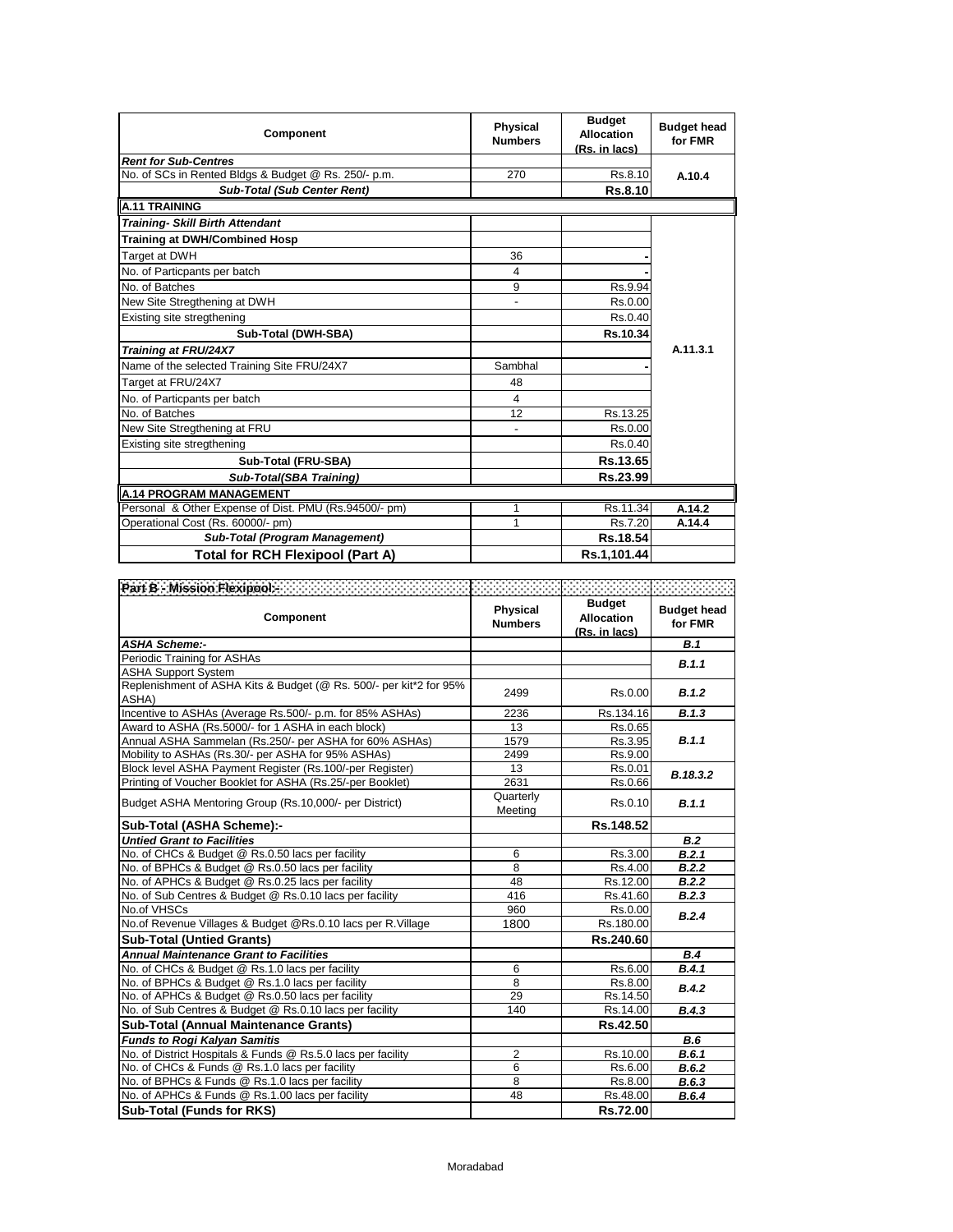| Component | Physical Numbers | Budget Allocation (Rs. in lacs) | Budget head for FMR |
|---|---|---|---|
| ***Rent for Sub-Centres*** | | | |
| No. of SCs in Rented Bldgs & Budget @ Rs. 250/- p.m. | 270 | Rs.8.10 | A.10.4 |
| ***Sub-Total (Sub Center Rent)*** | | **Rs.8.10** | |
| **A.11 TRAINING** | | | |
| ***Training- Skill Birth Attendant*** | | | |
| **Training at DWH/Combined Hosp** | | | |
| Target at DWH | 36 | - | |
| No. of Particpants per batch | 4 | - | |
| No. of Batches | 9 | Rs.9.94 | |
| New Site Stregthening at DWH | - | Rs.0.00 | |
| Existing site stregthening | | Rs.0.40 | |
| **Sub-Total (DWH-SBA)** | | **Rs.10.34** | |
| ***Training at FRU/24X7*** | | | A.11.3.1 |
| Name of the selected Training Site FRU/24X7 | Sambhal | - | |
| Target at FRU/24X7 | 48 | | |
| No. of Particpants per batch | 4 | | |
| No. of Batches | 12 | Rs.13.25 | |
| New Site Stregthening at FRU | - | Rs.0.00 | |
| Existing site stregthening | | Rs.0.40 | |
| **Sub-Total (FRU-SBA)** | | **Rs.13.65** | |
| ***Sub-Total(SBA Training)*** | | **Rs.23.99** | |
| **A.14 PROGRAM MANAGEMENT** | | | |
| Personal & Other Expense of Dist. PMU (Rs.94500/- pm) | 1 | Rs.11.34 | A.14.2 |
| Operational Cost (Rs. 60000/- pm) | 1 | Rs.7.20 | A.14.4 |
| ***Sub-Total (Program Management)*** | | **Rs.18.54** | |
| **Total for RCH Flexipool (Part A)** | | **Rs.1,101.44** | |

**Part B - Mission Flexipool:-**

| Component | Physical Numbers | Budget Allocation (Rs. in lacs) | Budget head for FMR |
|---|---|---|---|
| ***ASHA Scheme:-*** | | | ***B.1*** |
| Periodic Training for ASHAs | | | ***B.1.1*** |
| ASHA Support System | | | |
| Replenishment of ASHA Kits & Budget (@ Rs. 500/- per kit*2 for 95% ASHA) | 2499 | Rs.0.00 | ***B.1.2*** |
| Incentive to ASHAs (Average Rs.500/- p.m. for 85% ASHAs) | 2236 | Rs.134.16 | ***B.1.3*** |
| Award to ASHA (Rs.5000/- for 1 ASHA in each block) | 13 | Rs.0.65 | ***B.1.1*** |
| Annual ASHA Sammelan (Rs.250/- per ASHA for 60% ASHAs) | 1579 | Rs.3.95 | |
| Mobility to ASHAs (Rs.30/- per ASHA for 95% ASHAs) | 2499 | Rs.9.00 | |
| Block level ASHA Payment Register (Rs.100/-per Register) | 13 | Rs.0.01 | ***B.18.3.2*** |
| Printing of Voucher Booklet for ASHA (Rs.25/-per Booklet) | 2631 | Rs.0.66 | |
| Budget ASHA Mentoring Group (Rs.10,000/- per District) | Quarterly Meeting | Rs.0.10 | ***B.1.1*** |
| **Sub-Total (ASHA Scheme):-** | | **Rs.148.52** | |
| ***Untied Grant to Facilities*** | | | ***B.2*** |
| No. of CHCs & Budget @ Rs.0.50 lacs per facility | 6 | Rs.3.00 | ***B.2.1*** |
| No. of BPHCs & Budget @ Rs.0.50 lacs per facility | 8 | Rs.4.00 | ***B.2.2*** |
| No. of APHCs & Budget @ Rs.0.25 lacs per facility | 48 | Rs.12.00 | ***B.2.2*** |
| No. of Sub Centres & Budget @ Rs.0.10 lacs per facility | 416 | Rs.41.60 | ***B.2.3*** |
| No.of VHSCs | 960 | Rs.0.00 | ***B.2.4*** |
| No.of Revenue Villages & Budget @Rs.0.10 lacs per R.Village | 1800 | Rs.180.00 | |
| **Sub-Total (Untied Grants)** | | **Rs.240.60** | |
| ***Annual Maintenance Grant to Facilities*** | | | ***B.4*** |
| No. of CHCs & Budget @ Rs.1.0 lacs per facility | 6 | Rs.6.00 | ***B.4.1*** |
| No. of BPHCs & Budget @ Rs.1.0 lacs per facility | 8 | Rs.8.00 | ***B.4.2*** |
| No. of APHCs & Budget @ Rs.0.50 lacs per facility | 29 | Rs.14.50 | |
| No. of Sub Centres & Budget @ Rs.0.10 lacs per facility | 140 | Rs.14.00 | ***B.4.3*** |
| **Sub-Total (Annual Maintenance Grants)** | | **Rs.42.50** | |
| ***Funds to Rogi Kalyan Samitis*** | | | ***B.6*** |
| No. of District Hospitals & Funds @ Rs.5.0 lacs per facility | 2 | Rs.10.00 | ***B.6.1*** |
| No. of CHCs & Funds @ Rs.1.0 lacs per facility | 6 | Rs.6.00 | ***B.6.2*** |
| No. of BPHCs & Funds @ Rs.1.0 lacs per facility | 8 | Rs.8.00 | ***B.6.3*** |
| No. of APHCs & Funds @ Rs.1.00 lacs per facility | 48 | Rs.48.00 | ***B.6.4*** |
| **Sub-Total (Funds for RKS)** | | **Rs.72.00** | |

Moradabad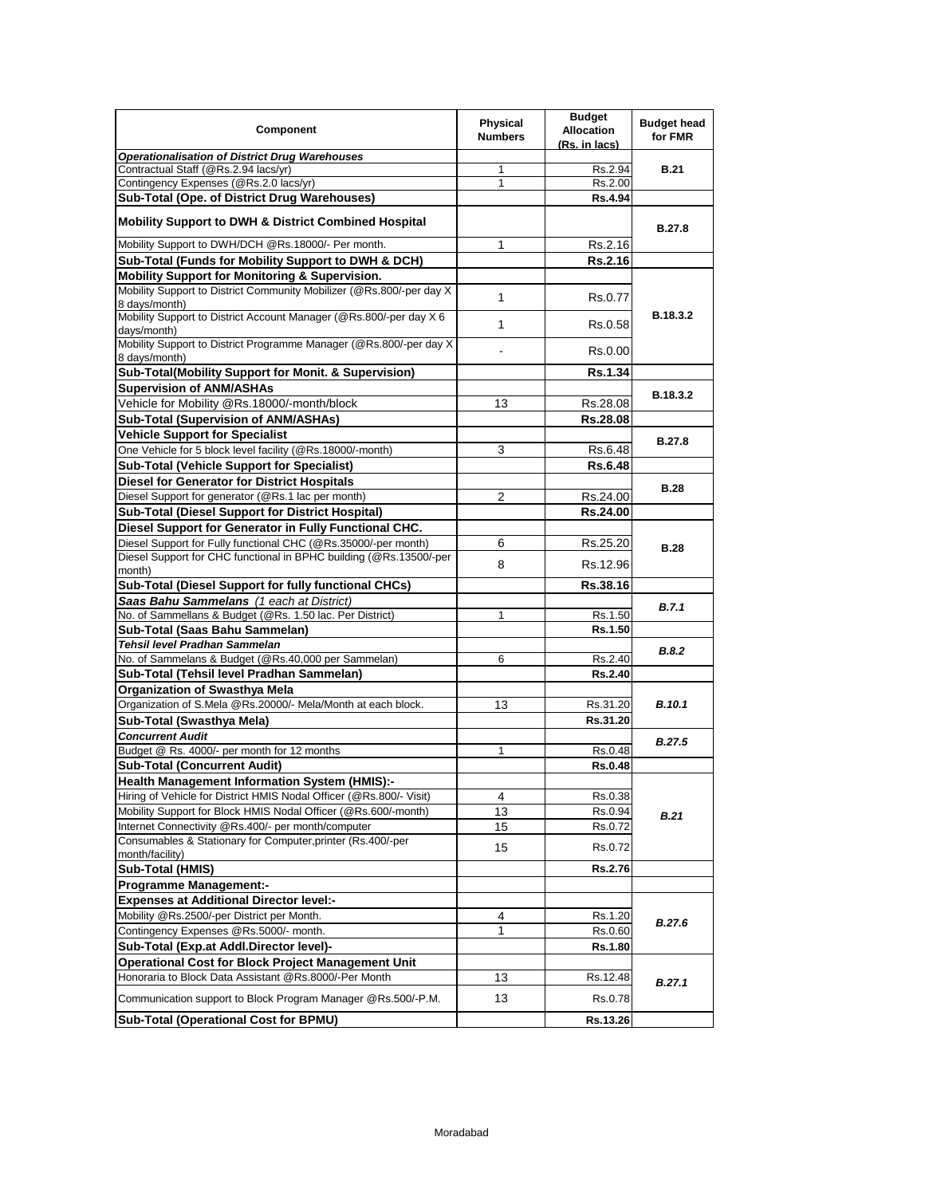| Component | Physical Numbers | Budget Allocation (Rs. in lacs) | Budget head for FMR |
|---|---|---|---|
| ***Operationalisation of District Drug Warehouses*** | | | |
| Contractual Staff (@Rs.2.94 lacs/yr) | 1 | Rs.2.94 | **B.21** |
| Contingency Expenses (@Rs.2.0 lacs/yr) | 1 | Rs.2.00 | |
| **Sub-Total (Ope. of District Drug Warehouses)** | | **Rs.4.94** | |
| **Mobility Support to DWH & District Combined Hospital** | | | **B.27.8** |
| Mobility Support to DWH/DCH @Rs.18000/- Per month. | 1 | Rs.2.16 | |
| **Sub-Total (Funds for Mobility Support to DWH & DCH)** | | **Rs.2.16** | |
| **Mobility Support for Monitoring & Supervision.** | | | |
| Mobility Support to District Community Mobilizer (@Rs.800/-per day X 8 days/month) | 1 | Rs.0.77 | **B.18.3.2** |
| Mobility Support to District Account Manager (@Rs.800/-per day X 6 days/month) | 1 | Rs.0.58 | |
| Mobility Support to District Programme Manager (@Rs.800/-per day X 8 days/month) | - | Rs.0.00 | |
| **Sub-Total(Mobility Support for Monit. & Supervision)** | | **Rs.1.34** | |
| **Supervision of ANM/ASHAs** | | | **B.18.3.2** |
| Vehicle for Mobility @Rs.18000/-month/block | 13 | Rs.28.08 | |
| **Sub-Total (Supervision of ANM/ASHAs)** | | **Rs.28.08** | |
| **Vehicle Support for Specialist** | | | **B.27.8** |
| One Vehicle for 5 block level facility (@Rs.18000/-month) | 3 | Rs.6.48 | |
| **Sub-Total (Vehicle Support for Specialist)** | | **Rs.6.48** | |
| **Diesel for Generator for District Hospitals** | | | **B.28** |
| Diesel Support for generator (@Rs.1 lac per month) | 2 | Rs.24.00 | |
| **Sub-Total (Diesel Support for District Hospital)** | | **Rs.24.00** | |
| **Diesel Support for Generator in Fully Functional CHC.** | | | |
| Diesel Support for Fully functional CHC (@Rs.35000/-per month) | 6 | Rs.25.20 | **B.28** |
| Diesel Support for CHC functional in BPHC building (@Rs.13500/-per month) | 8 | Rs.12.96 | |
| **Sub-Total (Diesel Support for fully functional CHCs)** | | **Rs.38.16** | |
| ***Saas Bahu Sammelans*** *(1 each at District)* | | | ***B.7.1*** |
| No. of Sammellans & Budget (@Rs. 1.50 lac. Per District) | 1 | Rs.1.50 | |
| **Sub-Total (Saas Bahu Sammelan)** | | **Rs.1.50** | |
| ***Tehsil level Pradhan Sammelan*** | | | ***B.8.2*** |
| No. of Sammelans & Budget (@Rs.40,000 per Sammelan) | 6 | Rs.2.40 | |
| **Sub-Total (Tehsil level Pradhan Sammelan)** | | **Rs.2.40** | |
| **Organization of Swasthya Mela** | | | |
| Organization of S.Mela @Rs.20000/- Mela/Month at each block. | 13 | Rs.31.20 | ***B.10.1*** |
| **Sub-Total (Swasthya Mela)** | | **Rs.31.20** | |
| ***Concurrent Audit*** | | | ***B.27.5*** |
| Budget @ Rs. 4000/- per month for 12 months | 1 | Rs.0.48 | |
| **Sub-Total (Concurrent Audit)** | | **Rs.0.48** | |
| **Health Management Information System (HMIS):-** | | | |
| Hiring of Vehicle for District HMIS Nodal Officer (@Rs.800/- Visit) | 4 | Rs.0.38 | ***B.21*** |
| Mobility Support for Block HMIS Nodal Officer (@Rs.600/-month) | 13 | Rs.0.94 | |
| Internet Connectivity @Rs.400/- per month/computer | 15 | Rs.0.72 | |
| Consumables & Stationary for Computer,printer (Rs.400/-per month/facility) | 15 | Rs.0.72 | |
| **Sub-Total (HMIS)** | | **Rs.2.76** | |
| **Programme Management:-** | | | |
| **Expenses at Additional Director level:-** | | | |
| Mobility @Rs.2500/-per District per Month. | 4 | Rs.1.20 | ***B.27.6*** |
| Contingency Expenses @Rs.5000/- month. | 1 | Rs.0.60 | |
| **Sub-Total (Exp.at Addl.Director level)-** | | **Rs.1.80** | |
| **Operational Cost for Block Project Management Unit** | | | |
| Honoraria to Block Data Assistant @Rs.8000/-Per Month | 13 | Rs.12.48 | ***B.27.1*** |
| Communication support to Block Program Manager @Rs.500/-P.M. | 13 | Rs.0.78 | |
| **Sub-Total (Operational Cost for BPMU)** | | **Rs.13.26** | |

Moradabad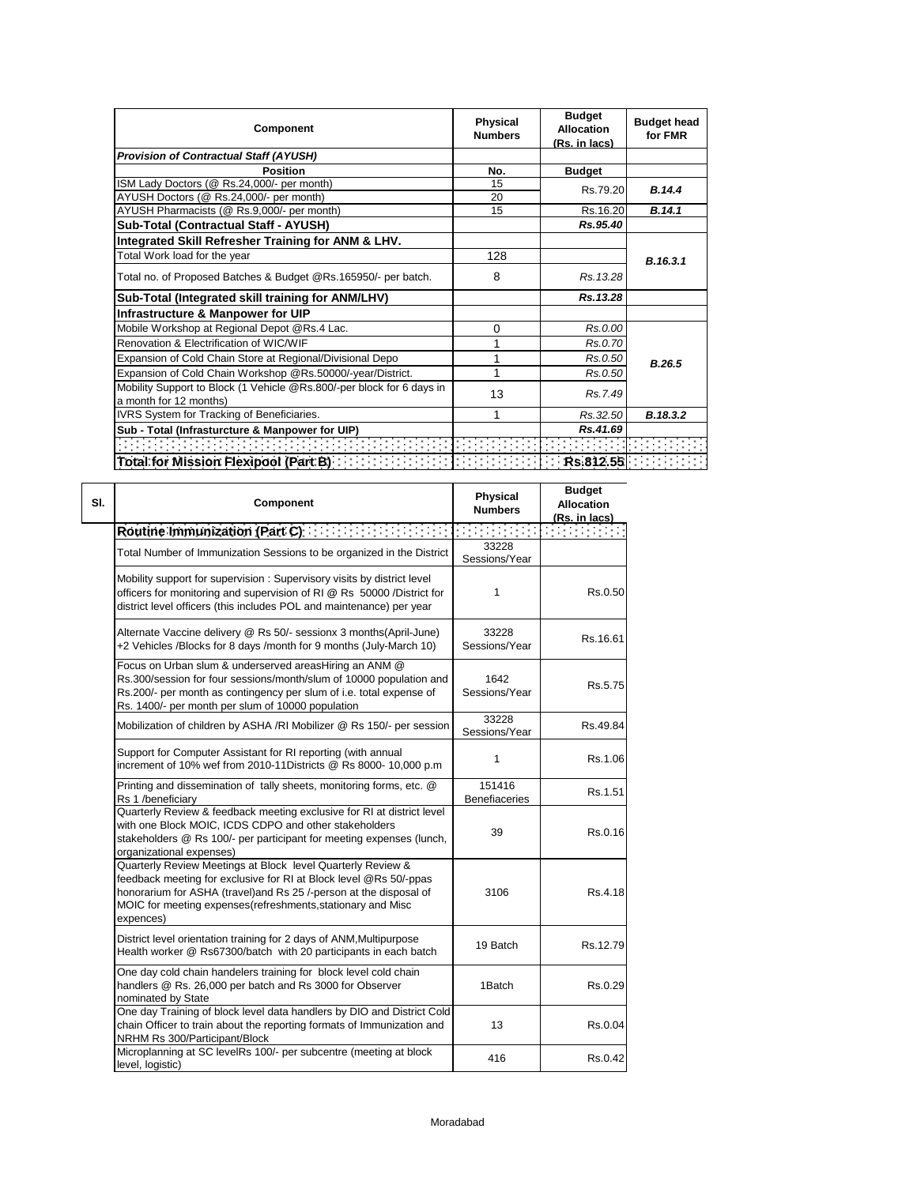| Component | Physical Numbers | Budget Allocation (Rs. in lacs) | Budget head for FMR |
|---|---|---|---|
| ***Provision of Contractual Staff (AYUSH)*** | | | |
| **Position** | **No.** | **Budget** | |
| ISM Lady Doctors (@ Rs.24,000/- per month) | 15 | Rs.79.20 | ***B.14.4*** |
| AYUSH Doctors (@ Rs.24,000/- per month) | 20 | | |
| AYUSH Pharmacists (@ Rs.9,000/- per month) | 15 | Rs.16.20 | ***B.14.1*** |
| **Sub-Total (Contractual Staff - AYUSH)** | | ***Rs.95.40*** | |
| **Integrated Skill Refresher Training for ANM & LHV.** | | | |
| Total Work load for the year | 128 | | ***B.16.3.1*** |
| Total no. of Proposed Batches & Budget @Rs.165950/- per batch. | 8 | *Rs.13.28* | |
| **Sub-Total (Integrated skill training for ANM/LHV)** | | ***Rs.13.28*** | |
| **Infrastructure & Manpower for UIP** | | | |
| Mobile Workshop at Regional Depot @Rs.4 Lac. | 0 | *Rs.0.00* | ***B.26.5*** |
| Renovation & Electrification of WIC/WIF | 1 | *Rs.0.70* | |
| Expansion of Cold Chain Store at Regional/Divisional Depo | 1 | *Rs.0.50* | |
| Expansion of Cold Chain Workshop @Rs.50000/-year/District. | 1 | *Rs.0.50* | |
| Mobility Support to Block (1 Vehicle @Rs.800/-per block for 6 days in a month for 12 months) | 13 | *Rs.7.49* | |
| IVRS System for Tracking of Beneficiaries. | 1 | *Rs.32.50* | ***B.18.3.2*** |
| **Sub - Total (Infrastructure & Manpower for UIP)** | | ***Rs.41.69*** | |
| | | | |
| **Total for Mission Flexipool (Part B)** | | **Rs.812.55** | |

| Sl. | Component | Physical Numbers | Budget Allocation (Rs. in lacs) |
|---|---|---|---|
| | **Routine Immunization (Part C)** | | |
| | Total Number of Immunization Sessions to be organized in the District | 33228 Sessions/Year | |
| | Mobility support for supervision : Supervisory visits by district level officers for monitoring and supervision of RI @ Rs 50000 /District for district level officers (this includes POL and maintenance) per year | 1 | Rs.0.50 |
| | Alternate Vaccine delivery @ Rs 50/- sessionx 3 months(April-June) +2 Vehicles /Blocks for 8 days /month for 9 months (July-March 10) | 33228 Sessions/Year | Rs.16.61 |
| | Focus on Urban slum & underserved areasHiring an ANM @ Rs.300/session for four sessions/month/slum of 10000 population and Rs.200/- per month as contingency per slum of i.e. total expense of Rs. 1400/- per month per slum of 10000 population | 1642 Sessions/Year | Rs.5.75 |
| | Mobilization of children by ASHA /RI Mobilizer @ Rs 150/- per session | 33228 Sessions/Year | Rs.49.84 |
| | Support for Computer Assistant for RI reporting (with annual increment of 10% wef from 2010-11Districts @ Rs 8000- 10,000 p.m | 1 | Rs.1.06 |
| | Printing and dissemination of tally sheets, monitoring forms, etc. @ Rs 1 /beneficiary | 151416 Benefiaceries | Rs.1.51 |
| | Quarterly Review & feedback meeting exclusive for RI at district level with one Block MOIC, ICDS CDPO and other stakeholders stakeholders @ Rs 100/- per participant for meeting expenses (lunch, organizational expenses) | 39 | Rs.0.16 |
| | Quarterly Review Meetings at Block level Quarterly Review & feedback meeting for exclusive for RI at Block level @Rs 50/-ppas honorarium for ASHA (travel)and Rs 25 /-person at the disposal of MOIC for meeting expenses(refreshments,stationary and Misc expences) | 3106 | Rs.4.18 |
| | District level orientation training for 2 days of ANM,Multipurpose Health worker @ Rs67300/batch with 20 participants in each batch | 19 Batch | Rs.12.79 |
| | One day cold chain handelers training for block level cold chain handlers @ Rs. 26,000 per batch and Rs 3000 for Observer nominated by State | 1Batch | Rs.0.29 |
| | One day Training of block level data handlers by DIO and District Cold chain Officer to train about the reporting formats of Immunization and NRHM Rs 300/Participant/Block | 13 | Rs.0.04 |
| | Microplanning at SC levelRs 100/- per subcentre (meeting at block level, logistic) | 416 | Rs.0.42 |

Moradabad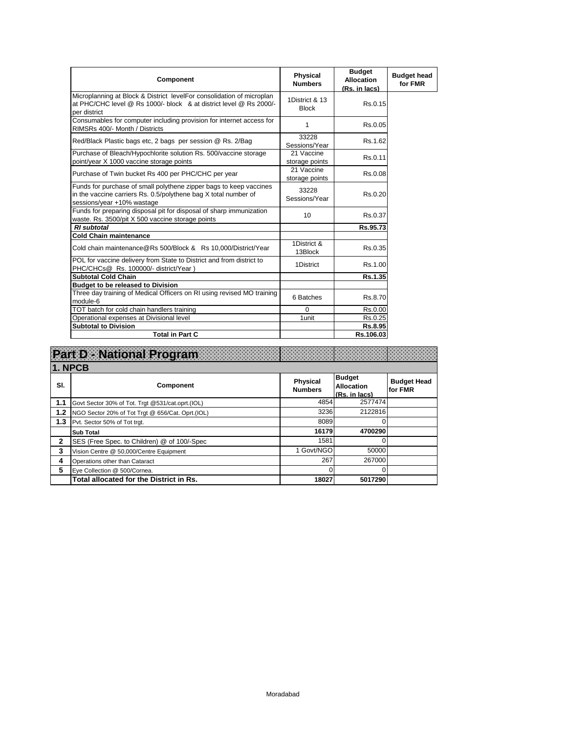| Component | Physical Numbers | Budget Allocation (Rs. in lacs) | Budget head for FMR |
|---|---|---|---|
| Microplanning at Block & District levelFor consolidation of microplan at PHC/CHC level @ Rs 1000/- block & at district level @ Rs 2000/- per district | 1District & 13 Block | Rs.0.15 | |
| Consumables for computer including provision for internet access for RIMSRs 400/- Month / Districts | 1 | Rs.0.05 | |
| Red/Black Plastic bags etc, 2 bags per session @ Rs. 2/Bag | 33228 Sessions/Year | Rs.1.62 | |
| Purchase of Bleach/Hypochlorite solution Rs. 500/vaccine storage point/year X 1000 vaccine storage points | 21 Vaccine storage points | Rs.0.11 | |
| Purchase of Twin bucket Rs 400 per PHC/CHC per year | 21 Vaccine storage points | Rs.0.08 | |
| Funds for purchase of small polythene zipper bags to keep vaccines in the vaccine carriers Rs. 0.5/polythene bag X total number of sessions/year +10% wastage | 33228 Sessions/Year | Rs.0.20 | |
| Funds for preparing disposal pit for disposal of sharp immunization waste. Rs. 3500/pit X 500 vaccine storage points | 10 | Rs.0.37 | |
| ***RI subtotal*** | | **Rs.95.73** | |
| **Cold Chain maintenance** | | | |
| Cold chain maintenance@Rs 500/Block & Rs 10,000/District/Year | 1District & 13Block | Rs.0.35 | |
| POL for vaccine delivery from State to District and from district to PHC/CHCs@ Rs. 100000/- district/Year ) | 1District | Rs.1.00 | |
| **Subtotal Cold Chain** | | **Rs.1.35** | |
| **Budget to be released to Division** | | | |
| Three day training of Medical Officers on RI using revised MO training module-6 | 6 Batches | Rs.8.70 | |
| TOT batch for cold chain handlers training | 0 | Rs.0.00 | |
| Operational expenses at Divisional level | 1unit | Rs.0.25 | |
| **Subtotal to Division** | | **Rs.8.95** | |
| **Total in Part C** | | **Rs.106.03** | |

# Part D - National Program

## 1. NPCB

| Sl. | Component | Physical Numbers | Budget Allocation (Rs. in lacs) | Budget Head for FMR |
|---|---|---|---|---|
| 1.1 | Govt Sector 30% of Tot. Trgt @531/cat.oprt.(IOL) | 4854 | 2577474 | |
| 1.2 | NGO Sector 20% of Tot Trgt @ 656/Cat. Oprt.(IOL) | 3236 | 2122816 | |
| 1.3 | Pvt. Sector 50% of Tot trgt. | 8089 | 0 | |
| | **Sub Total** | **16179** | **4700290** | |
| 2 | SES (Free Spec. to Children) @ of 100/-Spec | 1581 | 0 | |
| 3 | Vision Centre @ 50,000/Centre Equipment | 1 Govt/NGO | 50000 | |
| 4 | Operations other than Cataract | 267 | 267000 | |
| 5 | Eye Collection @ 500/Cornea. | 0 | 0 | |
| | **Total allocated for the District in Rs.** | **18027** | **5017290** | |

Moradabad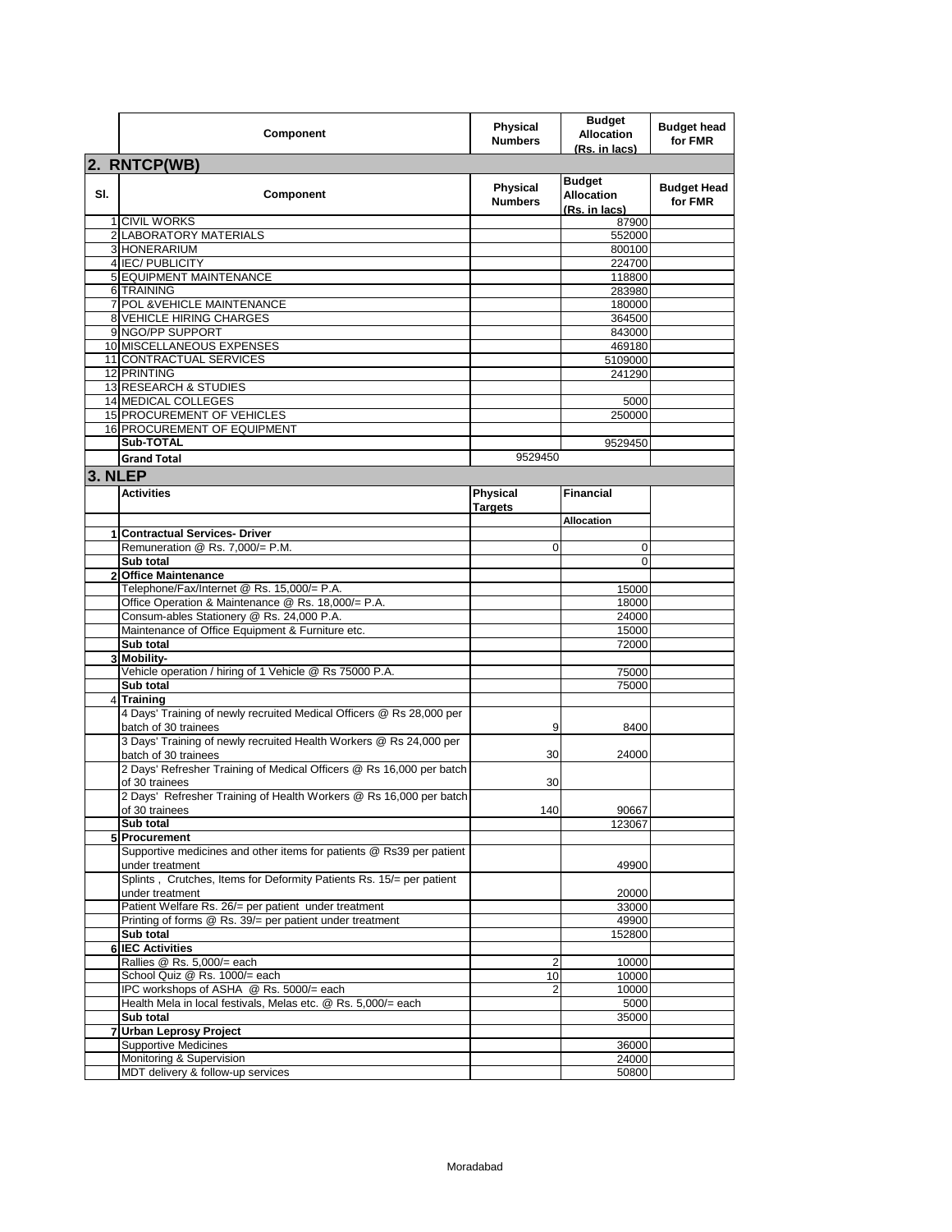| | Component | Physical Numbers | Budget Allocation (Rs. in lacs) | Budget head for FMR |
|---|---|---|---|---|

## 2. RNTCP(WB)

| Sl. | Component | Physical Numbers | Budget Allocation (Rs. in lacs) | Budget Head for FMR |
|---|---|---|---|---|
| 1 | CIVIL WORKS | | 87900 | |
| 2 | LABORATORY MATERIALS | | 552000 | |
| 3 | HONERARIUM | | 800100 | |
| 4 | IEC/ PUBLICITY | | 224700 | |
| 5 | EQUIPMENT MAINTENANCE | | 118800 | |
| 6 | TRAINING | | 283980 | |
| 7 | POL &VEHICLE MAINTENANCE | | 180000 | |
| 8 | VEHICLE HIRING CHARGES | | 364500 | |
| 9 | NGO/PP SUPPORT | | 843000 | |
| 10 | MISCELLANEOUS EXPENSES | | 469180 | |
| 11 | CONTRACTUAL SERVICES | | 5109000 | |
| 12 | PRINTING | | 241290 | |
| 13 | RESEARCH & STUDIES | | | |
| 14 | MEDICAL COLLEGES | | 5000 | |
| 15 | PROCUREMENT OF VEHICLES | | 250000 | |
| 16 | PROCUREMENT OF EQUIPMENT | | | |
| | **Sub-TOTAL** | | 9529450 | |
| | **Grand Total** | 9529450 | | |

## 3. NLEP

| | Activities | Physical Targets | Financial Allocation | |
|---|---|---|---|---|
| 1 | **Contractual Services- Driver** | | | |
| | Remuneration @ Rs. 7,000/= P.M. | 0 | 0 | |
| | **Sub total** | | 0 | |
| 2 | **Office Maintenance** | | | |
| | Telephone/Fax/Internet @ Rs. 15,000/= P.A. | | 15000 | |
| | Office Operation & Maintenance @ Rs. 18,000/= P.A. | | 18000 | |
| | Consum-ables Stationery @ Rs. 24,000 P.A. | | 24000 | |
| | Maintenance of Office Equipment & Furniture etc. | | 15000 | |
| | **Sub total** | | 72000 | |
| 3 | **Mobility-** | | | |
| | Vehicle operation / hiring of 1 Vehicle @ Rs 75000 P.A. | | 75000 | |
| | **Sub total** | | 75000 | |
| 4 | **Training** | | | |
| | 4 Days' Training of newly recruited Medical Officers @ Rs 28,000 per batch of 30 trainees | 9 | 8400 | |
| | 3 Days' Training of newly recruited Health Workers @ Rs 24,000 per batch of 30 trainees | 30 | 24000 | |
| | 2 Days' Refresher Training of Medical Officers @ Rs 16,000 per batch of 30 trainees | 30 | | |
| | 2 Days' Refresher Training of Health Workers @ Rs 16,000 per batch of 30 trainees | 140 | 90667 | |
| | **Sub total** | | 123067 | |
| 5 | **Procurement** | | | |
| | Supportive medicines and other items for patients @ Rs39 per patient under treatment | | 49900 | |
| | Splints , Crutches, Items for Deformity Patients Rs. 15/= per patient under treatment | | 20000 | |
| | Patient Welfare Rs. 26/= per patient under treatment | | 33000 | |
| | Printing of forms @ Rs. 39/= per patient under treatment | | 49900 | |
| | **Sub total** | | 152800 | |
| 6 | **IEC Activities** | | | |
| | Rallies @ Rs. 5,000/= each | 2 | 10000 | |
| | School Quiz @ Rs. 1000/= each | 10 | 10000 | |
| | IPC workshops of ASHA @ Rs. 5000/= each | 2 | 10000 | |
| | Health Mela in local festivals, Melas etc. @ Rs. 5,000/= each | | 5000 | |
| | **Sub total** | | 35000 | |
| 7 | **Urban Leprosy Project** | | | |
| | Supportive Medicines | | 36000 | |
| | Monitoring & Supervision | | 24000 | |
| | MDT delivery & follow-up services | | 50800 | |

Moradabad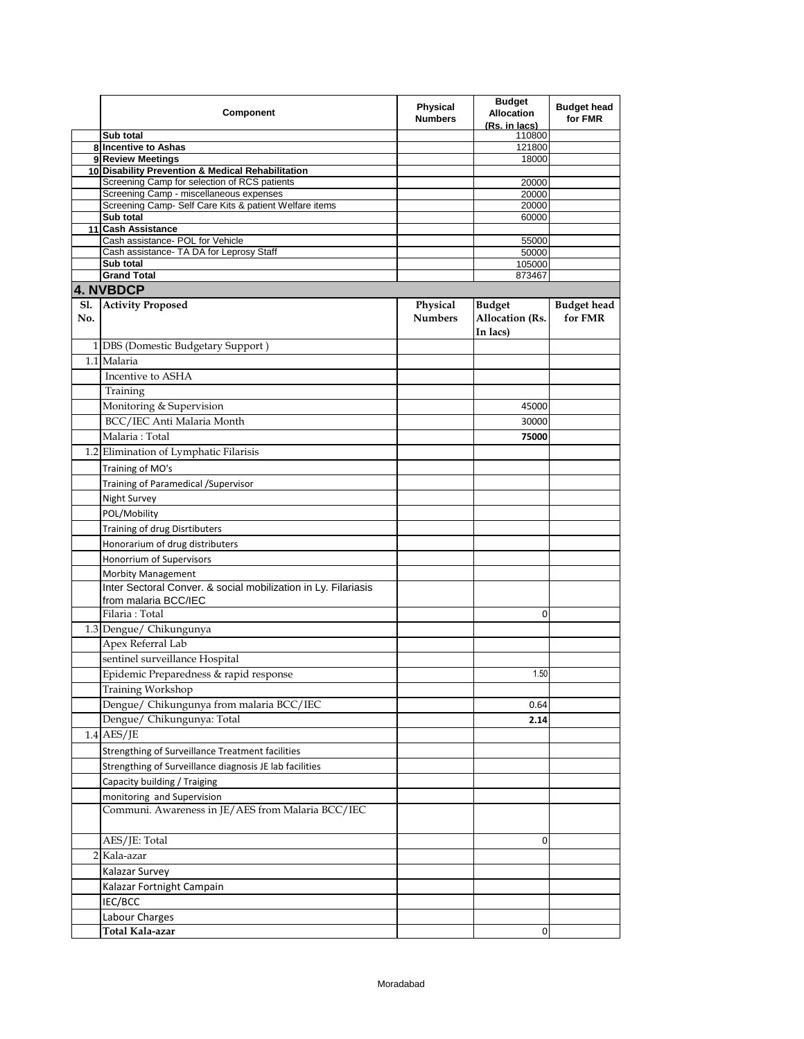| | Component | Physical Numbers | Budget Allocation (Rs. in lacs) | Budget head for FMR |
|---|---|---|---|---|
| | Sub total | | 110800 | |
| 8 | Incentive to Ashas | | 121800 | |
| 9 | Review Meetings | | 18000 | |
| 10 | Disability Prevention & Medical Rehabilitation | | | |
| | Screening Camp for selection of RCS patients | | 20000 | |
| | Screening Camp - miscellaneous expenses | | 20000 | |
| | Screening Camp- Self Care Kits & patient Welfare items | | 20000 | |
| | Sub total | | 60000 | |
| 11 | Cash Assistance | | | |
| | Cash assistance- POL for Vehicle | | 55000 | |
| | Cash assistance- TA DA for Leprosy Staff | | 50000 | |
| | Sub total | | 105000 | |
| | Grand Total | | 873467 | |

## 4. NVBDCP

| Sl. No. | Activity Proposed | Physical Numbers | Budget Allocation (Rs. In lacs) | Budget head for FMR |
|---|---|---|---|---|
| 1 | DBS (Domestic Budgetary Support ) | | | |
| 1.1 | Malaria | | | |
| | Incentive to ASHA | | | |
| | Training | | | |
| | Monitoring & Supervision | | 45000 | |
| | BCC/IEC Anti Malaria Month | | 30000 | |
| | Malaria : Total | | **75000** | |
| 1.2 | Elimination of Lymphatic Filarisis | | | |
| | Training of MO's | | | |
| | Training of Paramedical /Supervisor | | | |
| | Night Survey | | | |
| | POL/Mobility | | | |
| | Training of drug Disrtibuters | | | |
| | Honorarium of drug distributers | | | |
| | Honorrium of Supervisors | | | |
| | Morbity Management | | | |
| | Inter Sectoral Conver. & social mobilization in Ly. Filariasis from malaria BCC/IEC | | | |
| | Filaria : Total | | 0 | |
| 1.3 | Dengue/ Chikungunya | | | |
| | Apex Referral Lab | | | |
| | sentinel surveillance Hospital | | | |
| | Epidemic Preparedness & rapid response | | 1.50 | |
| | Training Workshop | | | |
| | Dengue/ Chikungunya from malaria BCC/IEC | | 0.64 | |
| | Dengue/ Chikungunya: Total | | **2.14** | |
| 1.4 | AES/JE | | | |
| | Strengthing of Surveillance Treatment facilities | | | |
| | Strengthing of Surveillance diagnosis JE lab facilities | | | |
| | Capacity building / Traiging | | | |
| | monitoring and Supervision | | | |
| | Communi. Awareness in JE/AES from Malaria BCC/IEC | | | |
| | AES/JE: Total | | 0 | |
| 2 | Kala-azar | | | |
| | Kalazar Survey | | | |
| | Kalazar Fortnight Campain | | | |
| | IEC/BCC | | | |
| | Labour Charges | | | |
| | Total Kala-azar | | 0 | |

Moradabad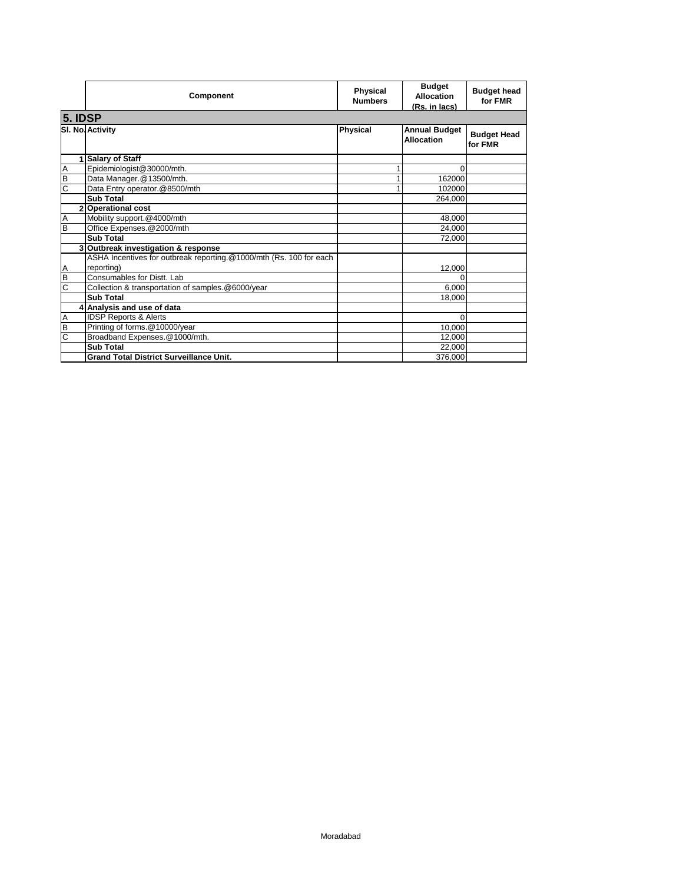| | Component | Physical Numbers | Budget Allocation (Rs. in lacs) | Budget head for FMR |
|---|---|---|---|---|
| **5. IDSP** | | | | |
| **Sl. No.** | **Activity** | **Physical** | **Annual Budget Allocation** | **Budget Head for FMR** |
| **1** | **Salary of Staff** | | | |
| A | Epidemiologist@30000/mth. | 1 | 0 | |
| B | Data Manager.@13500/mth. | 1 | 162000 | |
| C | Data Entry operator.@8500/mth | 1 | 102000 | |
| | **Sub Total** | | 264,000 | |
| **2** | **Operational cost** | | | |
| A | Mobility support.@4000/mth | | 48,000 | |
| B | Office Expenses.@2000/mth | | 24,000 | |
| | **Sub Total** | | 72,000 | |
| **3** | **Outbreak investigation & response** | | | |
| A | ASHA Incentives for outbreak reporting.@1000/mth (Rs. 100 for each reporting) | | 12,000 | |
| B | Consumables for Distt. Lab | | 0 | |
| C | Collection & transportation of samples.@6000/year | | 6,000 | |
| | **Sub Total** | | 18,000 | |
| **4** | **Analysis and use of data** | | | |
| A | IDSP Reports & Alerts | | 0 | |
| B | Printing of forms.@10000/year | | 10,000 | |
| C | Broadband Expenses.@1000/mth. | | 12,000 | |
| | **Sub Total** | | 22,000 | |
| | **Grand Total District Surveillance Unit.** | | 376,000 | |

Moradabad